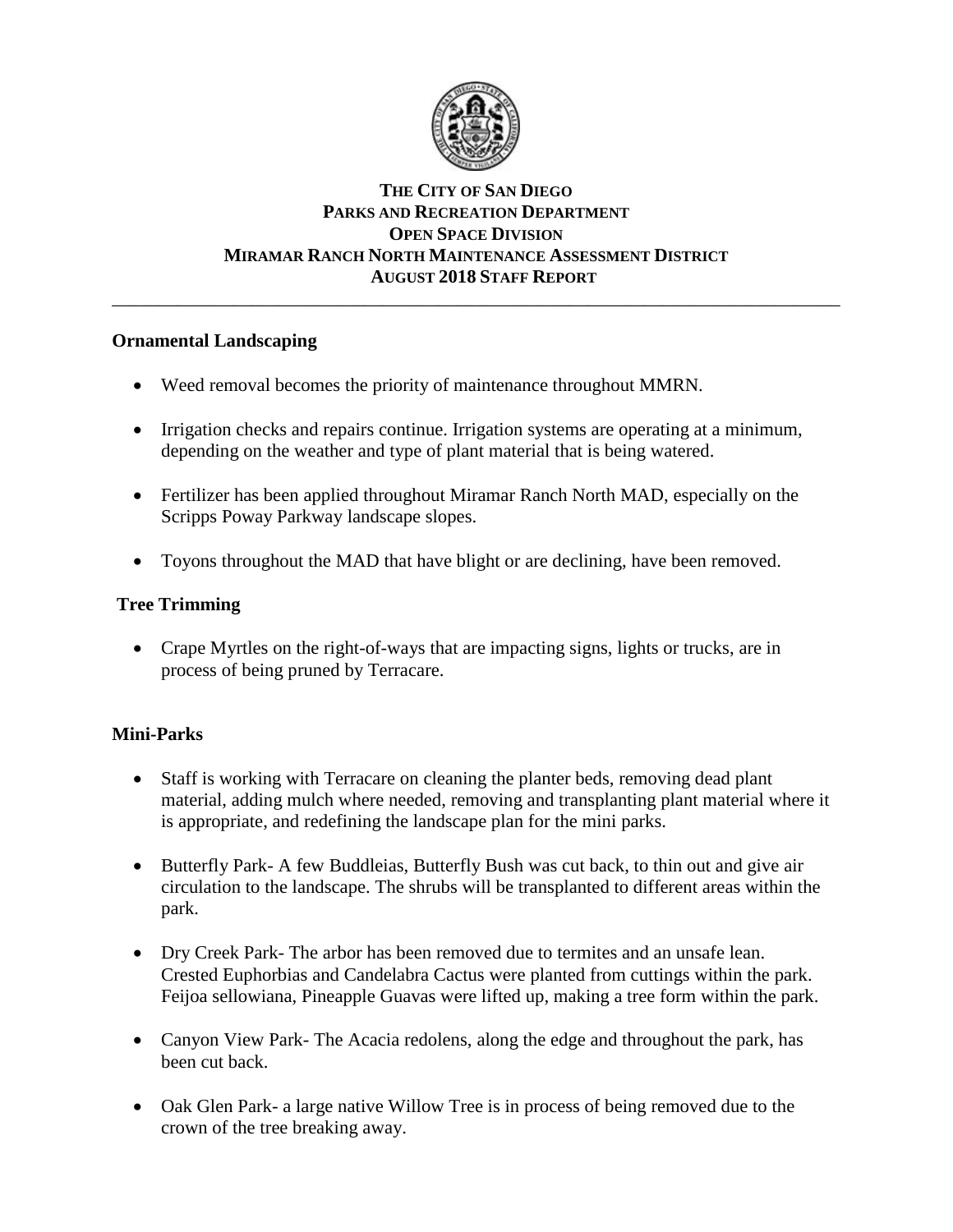# THE CITY OF SAN DIEGO
# PARKS AND RECREATION DEPARTMENT
# OPEN SPACE DIVISION
# MIRAMAR RANCH NORTH MAINTENANCE ASSESSMENT DISTRICT
# AUGUST 2018 STAFF REPORT

---

**Ornamental Landscaping**

- Weed removal becomes the priority of maintenance throughout MMRN.
- Irrigation checks and repairs continue. Irrigation systems are operating at a minimum, depending on the weather and type of plant material that is being watered.
- Fertilizer has been applied throughout Miramar Ranch North MAD, especially on the Scripps Poway Parkway landscape slopes.
- Toyons throughout the MAD that have blight or are declining, have been removed.

**Tree Trimming**

- Crape Myrtles on the right-of-ways that are impacting signs, lights or trucks, are in process of being pruned by Terracare.

**Mini-Parks**

- Staff is working with Terracare on cleaning the planter beds, removing dead plant material, adding mulch where needed, removing and transplanting plant material where it is appropriate, and redefining the landscape plan for the mini parks.
- Butterfly Park- A few Buddleias, Butterfly Bush was cut back, to thin out and give air circulation to the landscape. The shrubs will be transplanted to different areas within the park.
- Dry Creek Park- The arbor has been removed due to termites and an unsafe lean. Crested Euphorbias and Candelabra Cactus were planted from cuttings within the park. Feijoa sellowiana, Pineapple Guavas were lifted up, making a tree form within the park.
- Canyon View Park- The Acacia redolens, along the edge and throughout the park, has been cut back.
- Oak Glen Park- a large native Willow Tree is in process of being removed due to the crown of the tree breaking away.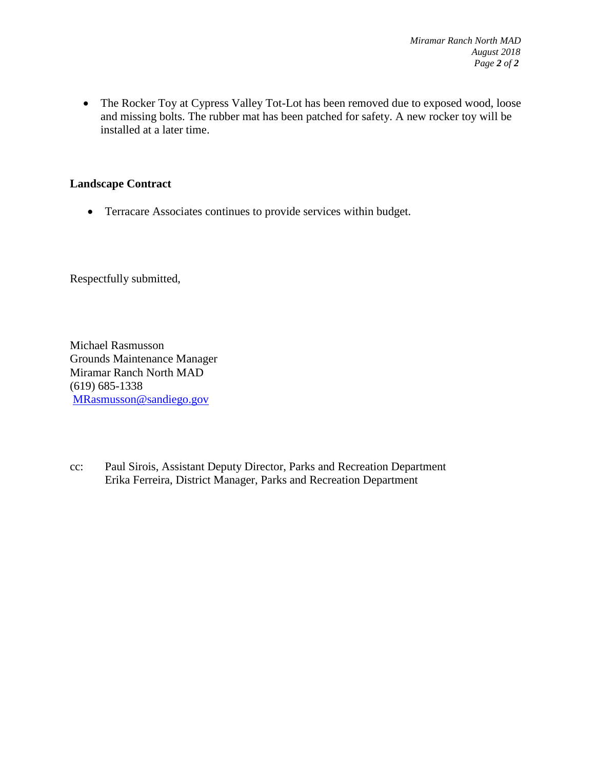- The Rocker Toy at Cypress Valley Tot-Lot has been removed due to exposed wood, loose and missing bolts. The rubber mat has been patched for safety. A new rocker toy will be installed at a later time.

**Landscape Contract**

- Terracare Associates continues to provide services within budget.

Respectfully submitted,

Michael Rasmusson
Grounds Maintenance Manager
Miramar Ranch North MAD
(619) 685-1338
MRasmusson@sandiego.gov

cc: Paul Sirois, Assistant Deputy Director, Parks and Recreation Department
Erika Ferreira, District Manager, Parks and Recreation Department